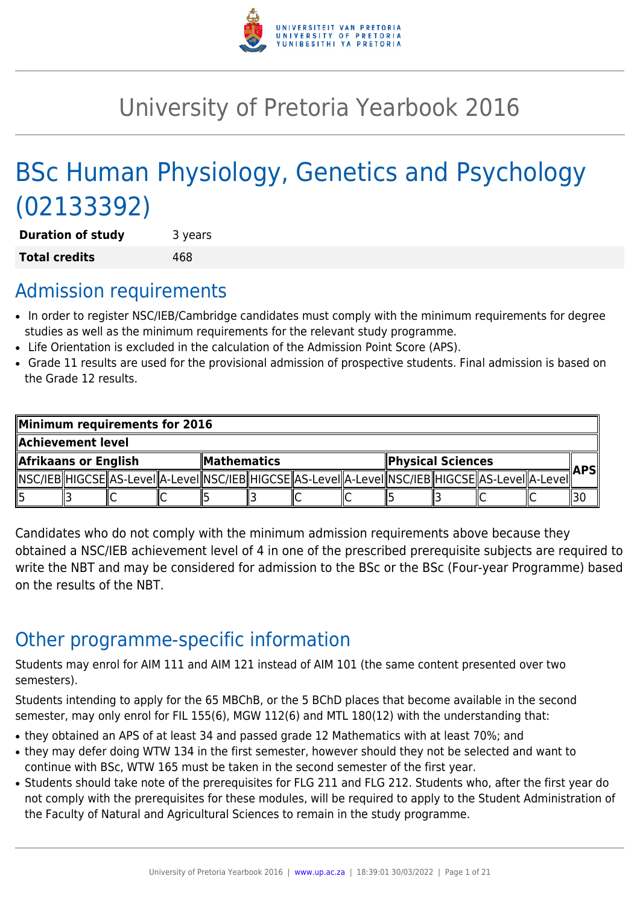# University of Pretoria Yearbook 2016

# BSc Human Physiology, Genetics and Psychology (02133392)

| **Duration of study** | 3 years |
|---|---|
| **Total credits** | 468 |

## Admission requirements

- In order to register NSC/IEB/Cambridge candidates must comply with the minimum requirements for degree studies as well as the minimum requirements for the relevant study programme.
- Life Orientation is excluded in the calculation of the Admission Point Score (APS).
- Grade 11 results are used for the provisional admission of prospective students. Final admission is based on the Grade 12 results.

| **Minimum requirements for 2016** | | | | | | | | | | | | |
|---|---|---|---|---|---|---|---|---|---|---|---|---|
| **Achievement level** | | | | | | | | | | | | |
| **Afrikaans or English** | | | | **Mathematics** | | | | **Physical Sciences** | | | | **APS** |
| NSC/IEB | HIGCSE | AS-Level | A-Level | NSC/IEB | HIGCSE | AS-Level | A-Level | NSC/IEB | HIGCSE | AS-Level | A-Level | |
| 5 | 3 | C | C | 5 | 3 | C | C | 5 | 3 | C | C | 30 |

Candidates who do not comply with the minimum admission requirements above because they obtained a NSC/IEB achievement level of 4 in one of the prescribed prerequisite subjects are required to write the NBT and may be considered for admission to the BSc or the BSc (Four-year Programme) based on the results of the NBT.

## Other programme-specific information

Students may enrol for AIM 111 and AIM 121 instead of AIM 101 (the same content presented over two semesters).

Students intending to apply for the 65 MBChB, or the 5 BChD places that become available in the second semester, may only enrol for FIL 155(6), MGW 112(6) and MTL 180(12) with the understanding that:

- they obtained an APS of at least 34 and passed grade 12 Mathematics with at least 70%; and
- they may defer doing WTW 134 in the first semester, however should they not be selected and want to continue with BSc, WTW 165 must be taken in the second semester of the first year.
- Students should take note of the prerequisites for FLG 211 and FLG 212. Students who, after the first year do not comply with the prerequisites for these modules, will be required to apply to the Student Administration of the Faculty of Natural and Agricultural Sciences to remain in the study programme.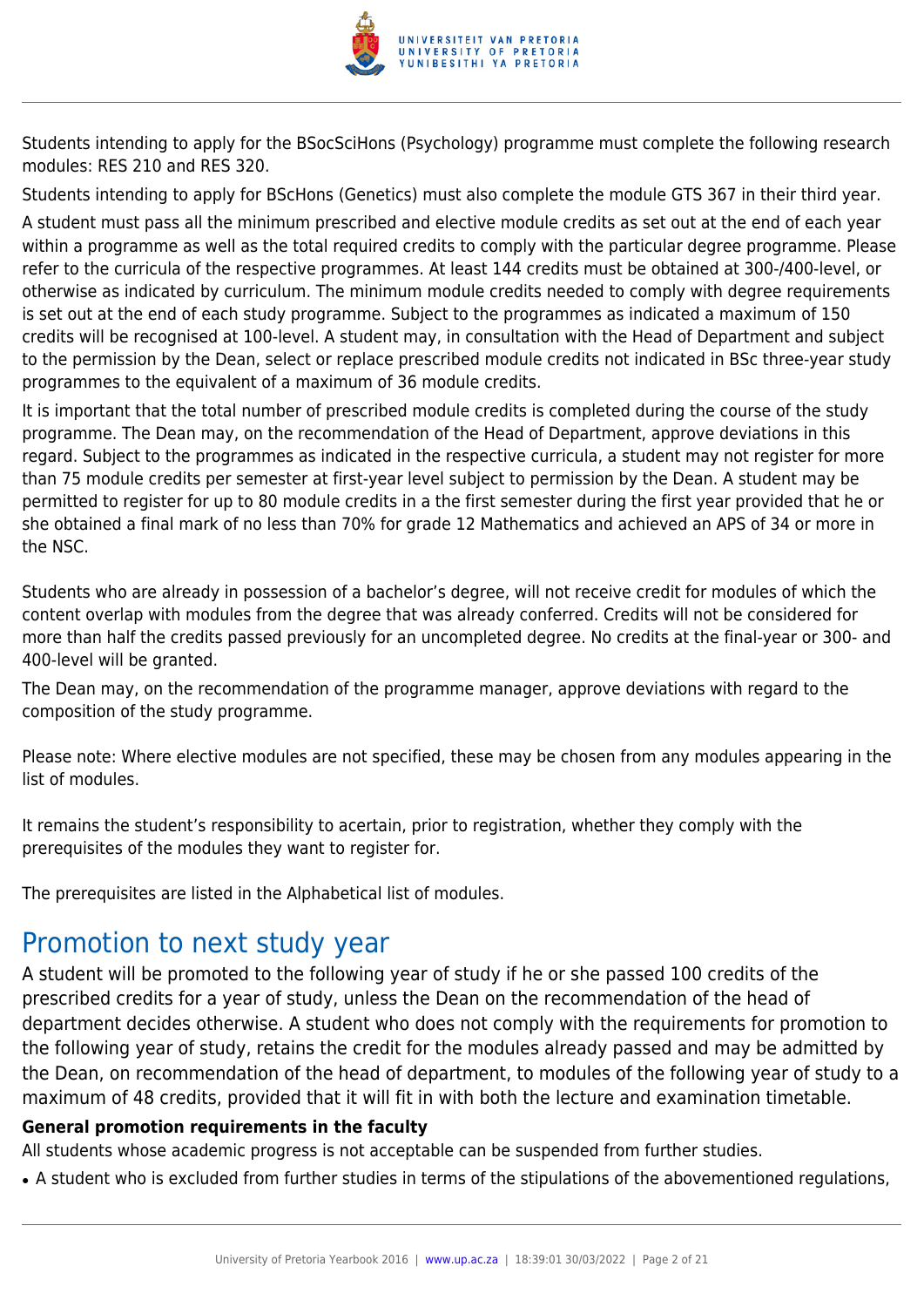Students intending to apply for the BSocSciHons (Psychology) programme must complete the following research modules: RES 210 and RES 320.

Students intending to apply for BScHons (Genetics) must also complete the module GTS 367 in their third year.

A student must pass all the minimum prescribed and elective module credits as set out at the end of each year within a programme as well as the total required credits to comply with the particular degree programme. Please refer to the curricula of the respective programmes. At least 144 credits must be obtained at 300-/400-level, or otherwise as indicated by curriculum. The minimum module credits needed to comply with degree requirements is set out at the end of each study programme. Subject to the programmes as indicated a maximum of 150 credits will be recognised at 100-level. A student may, in consultation with the Head of Department and subject to the permission by the Dean, select or replace prescribed module credits not indicated in BSc three-year study programmes to the equivalent of a maximum of 36 module credits.

It is important that the total number of prescribed module credits is completed during the course of the study programme. The Dean may, on the recommendation of the Head of Department, approve deviations in this regard. Subject to the programmes as indicated in the respective curricula, a student may not register for more than 75 module credits per semester at first-year level subject to permission by the Dean. A student may be permitted to register for up to 80 module credits in a the first semester during the first year provided that he or she obtained a final mark of no less than 70% for grade 12 Mathematics and achieved an APS of 34 or more in the NSC.

Students who are already in possession of a bachelor's degree, will not receive credit for modules of which the content overlap with modules from the degree that was already conferred. Credits will not be considered for more than half the credits passed previously for an uncompleted degree. No credits at the final-year or 300- and 400-level will be granted.

The Dean may, on the recommendation of the programme manager, approve deviations with regard to the composition of the study programme.

Please note: Where elective modules are not specified, these may be chosen from any modules appearing in the list of modules.

It remains the student's responsibility to acertain, prior to registration, whether they comply with the prerequisites of the modules they want to register for.

The prerequisites are listed in the Alphabetical list of modules.

## Promotion to next study year

A student will be promoted to the following year of study if he or she passed 100 credits of the prescribed credits for a year of study, unless the Dean on the recommendation of the head of department decides otherwise. A student who does not comply with the requirements for promotion to the following year of study, retains the credit for the modules already passed and may be admitted by the Dean, on recommendation of the head of department, to modules of the following year of study to a maximum of 48 credits, provided that it will fit in with both the lecture and examination timetable.

**General promotion requirements in the faculty**

All students whose academic progress is not acceptable can be suspended from further studies.

- A student who is excluded from further studies in terms of the stipulations of the abovementioned regulations,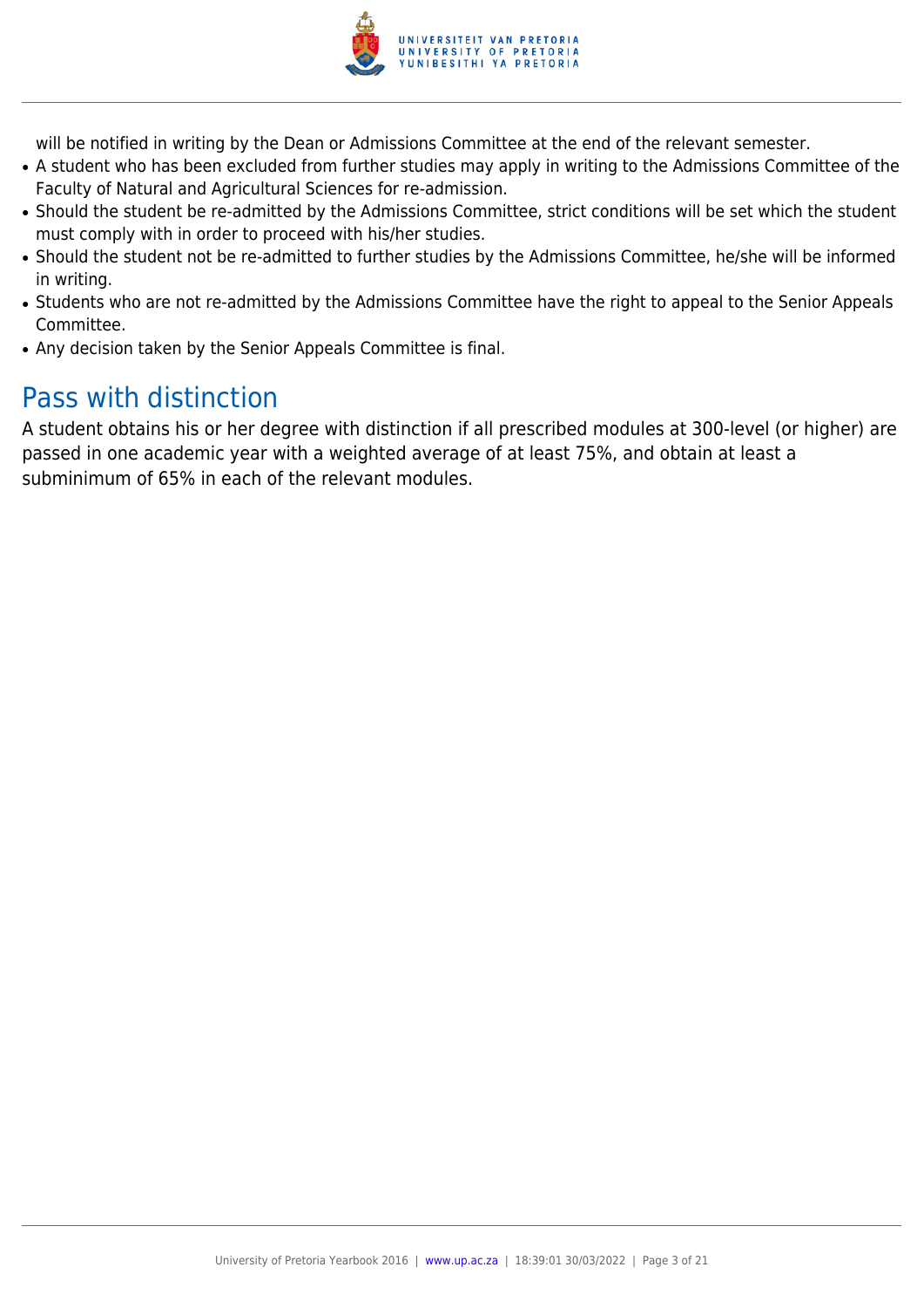will be notified in writing by the Dean or Admissions Committee at the end of the relevant semester.

- A student who has been excluded from further studies may apply in writing to the Admissions Committee of the Faculty of Natural and Agricultural Sciences for re-admission.
- Should the student be re-admitted by the Admissions Committee, strict conditions will be set which the student must comply with in order to proceed with his/her studies.
- Should the student not be re-admitted to further studies by the Admissions Committee, he/she will be informed in writing.
- Students who are not re-admitted by the Admissions Committee have the right to appeal to the Senior Appeals Committee.
- Any decision taken by the Senior Appeals Committee is final.

## Pass with distinction

A student obtains his or her degree with distinction if all prescribed modules at 300-level (or higher) are passed in one academic year with a weighted average of at least 75%, and obtain at least a subminimum of 65% in each of the relevant modules.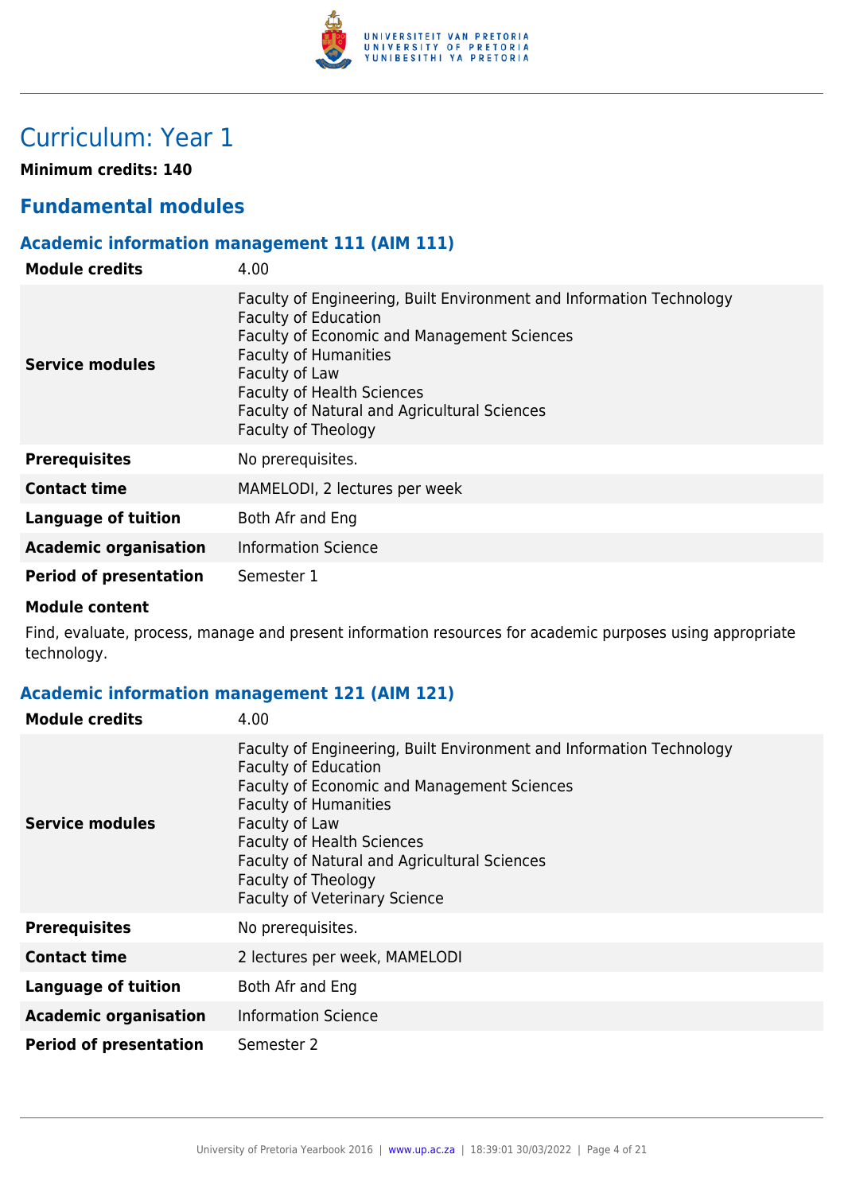# Curriculum: Year 1

**Minimum credits: 140**

## Fundamental modules

### Academic information management 111 (AIM 111)

| | |
|---|---|
| **Module credits** | 4.00 |
| **Service modules** | Faculty of Engineering, Built Environment and Information Technology<br>Faculty of Education<br>Faculty of Economic and Management Sciences<br>Faculty of Humanities<br>Faculty of Law<br>Faculty of Health Sciences<br>Faculty of Natural and Agricultural Sciences<br>Faculty of Theology |
| **Prerequisites** | No prerequisites. |
| **Contact time** | MAMELODI, 2 lectures per week |
| **Language of tuition** | Both Afr and Eng |
| **Academic organisation** | Information Science |
| **Period of presentation** | Semester 1 |

**Module content**

Find, evaluate, process, manage and present information resources for academic purposes using appropriate technology.

### Academic information management 121 (AIM 121)

| | |
|---|---|
| **Module credits** | 4.00 |
| **Service modules** | Faculty of Engineering, Built Environment and Information Technology<br>Faculty of Education<br>Faculty of Economic and Management Sciences<br>Faculty of Humanities<br>Faculty of Law<br>Faculty of Health Sciences<br>Faculty of Natural and Agricultural Sciences<br>Faculty of Theology<br>Faculty of Veterinary Science |
| **Prerequisites** | No prerequisites. |
| **Contact time** | 2 lectures per week, MAMELODI |
| **Language of tuition** | Both Afr and Eng |
| **Academic organisation** | Information Science |
| **Period of presentation** | Semester 2 |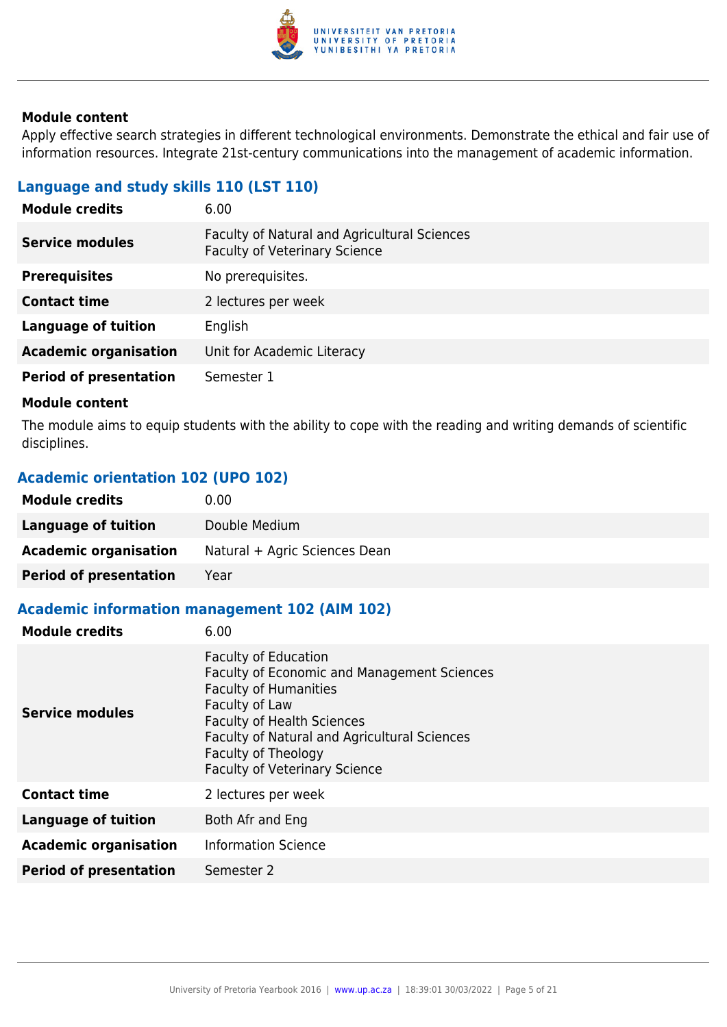#### Module content

Apply effective search strategies in different technological environments. Demonstrate the ethical and fair use of information resources. Integrate 21st-century communications into the management of academic information.

### Language and study skills 110 (LST 110)

| | |
|---|---|
| **Module credits** | 6.00 |
| **Service modules** | Faculty of Natural and Agricultural Sciences<br>Faculty of Veterinary Science |
| **Prerequisites** | No prerequisites. |
| **Contact time** | 2 lectures per week |
| **Language of tuition** | English |
| **Academic organisation** | Unit for Academic Literacy |
| **Period of presentation** | Semester 1 |

#### Module content

The module aims to equip students with the ability to cope with the reading and writing demands of scientific disciplines.

### Academic orientation 102 (UPO 102)

| | |
|---|---|
| **Module credits** | 0.00 |
| **Language of tuition** | Double Medium |
| **Academic organisation** | Natural + Agric Sciences Dean |
| **Period of presentation** | Year |

### Academic information management 102 (AIM 102)

| | |
|---|---|
| **Module credits** | 6.00 |
| **Service modules** | Faculty of Education<br>Faculty of Economic and Management Sciences<br>Faculty of Humanities<br>Faculty of Law<br>Faculty of Health Sciences<br>Faculty of Natural and Agricultural Sciences<br>Faculty of Theology<br>Faculty of Veterinary Science |
| **Contact time** | 2 lectures per week |
| **Language of tuition** | Both Afr and Eng |
| **Academic organisation** | Information Science |
| **Period of presentation** | Semester 2 |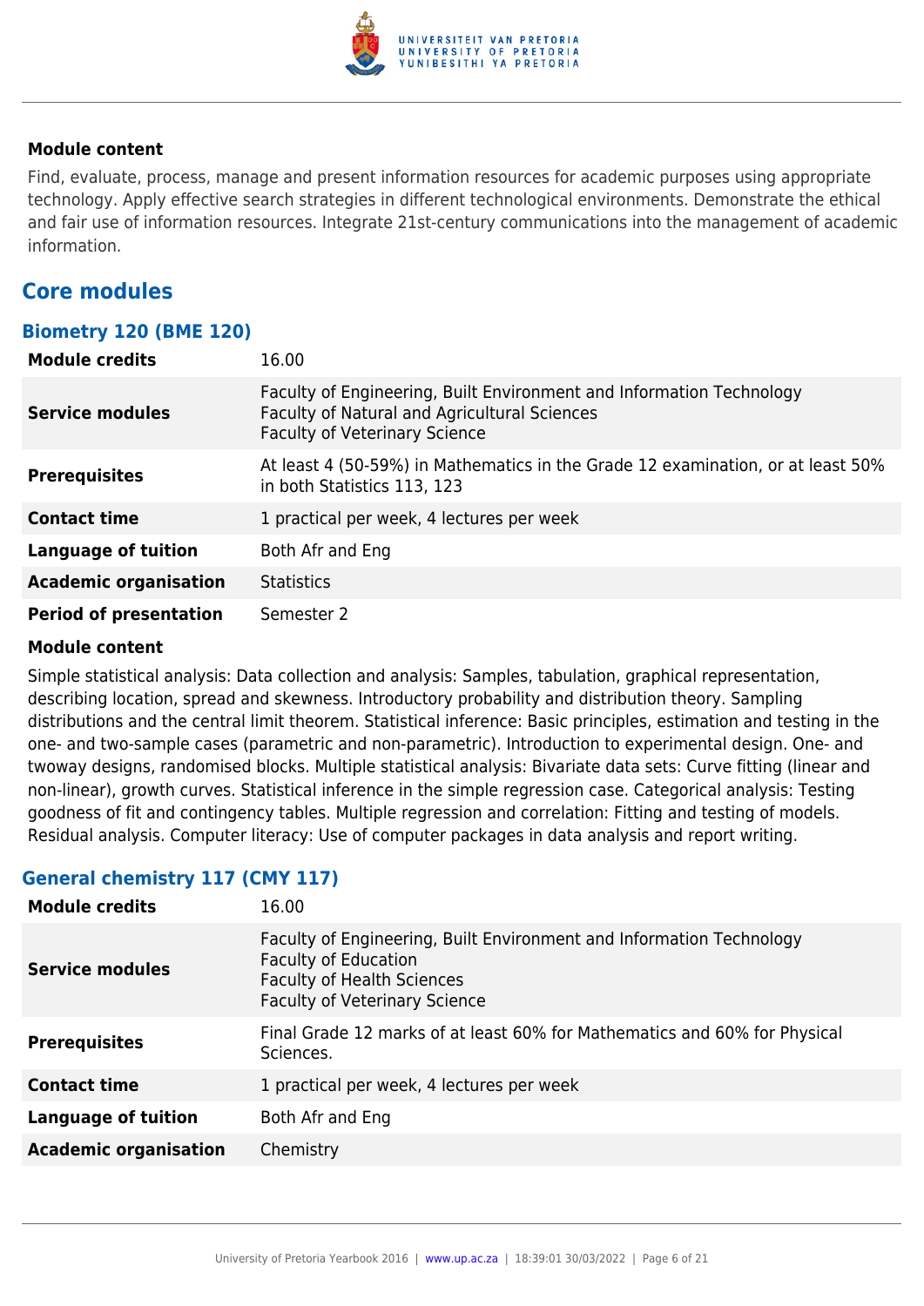**Module content**

Find, evaluate, process, manage and present information resources for academic purposes using appropriate technology. Apply effective search strategies in different technological environments. Demonstrate the ethical and fair use of information resources. Integrate 21st-century communications into the management of academic information.

## Core modules

### Biometry 120 (BME 120)

| | |
|---|---|
| **Module credits** | 16.00 |
| **Service modules** | Faculty of Engineering, Built Environment and Information Technology<br>Faculty of Natural and Agricultural Sciences<br>Faculty of Veterinary Science |
| **Prerequisites** | At least 4 (50-59%) in Mathematics in the Grade 12 examination, or at least 50% in both Statistics 113, 123 |
| **Contact time** | 1 practical per week, 4 lectures per week |
| **Language of tuition** | Both Afr and Eng |
| **Academic organisation** | Statistics |
| **Period of presentation** | Semester 2 |

**Module content**

Simple statistical analysis: Data collection and analysis: Samples, tabulation, graphical representation, describing location, spread and skewness. Introductory probability and distribution theory. Sampling distributions and the central limit theorem. Statistical inference: Basic principles, estimation and testing in the one- and two-sample cases (parametric and non-parametric). Introduction to experimental design. One- and twoway designs, randomised blocks. Multiple statistical analysis: Bivariate data sets: Curve fitting (linear and non-linear), growth curves. Statistical inference in the simple regression case. Categorical analysis: Testing goodness of fit and contingency tables. Multiple regression and correlation: Fitting and testing of models. Residual analysis. Computer literacy: Use of computer packages in data analysis and report writing.

### General chemistry 117 (CMY 117)

| | |
|---|---|
| **Module credits** | 16.00 |
| **Service modules** | Faculty of Engineering, Built Environment and Information Technology<br>Faculty of Education<br>Faculty of Health Sciences<br>Faculty of Veterinary Science |
| **Prerequisites** | Final Grade 12 marks of at least 60% for Mathematics and 60% for Physical Sciences. |
| **Contact time** | 1 practical per week, 4 lectures per week |
| **Language of tuition** | Both Afr and Eng |
| **Academic organisation** | Chemistry |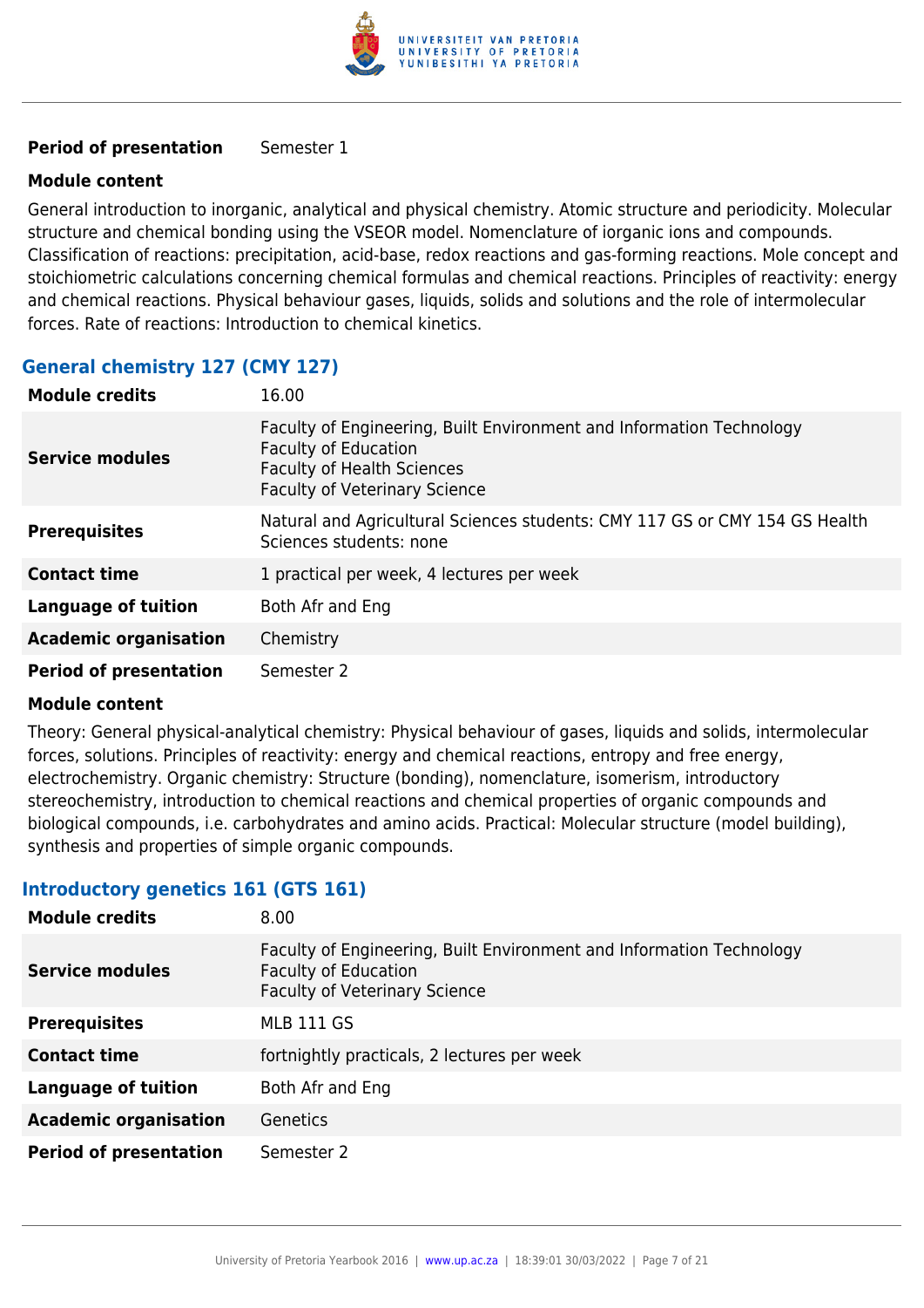| | |
|---|---|
| **Period of presentation** | Semester 1 |

**Module content**

General introduction to inorganic, analytical and physical chemistry. Atomic structure and periodicity. Molecular structure and chemical bonding using the VSEOR model. Nomenclature of iorganic ions and compounds. Classification of reactions: precipitation, acid-base, redox reactions and gas-forming reactions. Mole concept and stoichiometric calculations concerning chemical formulas and chemical reactions. Principles of reactivity: energy and chemical reactions. Physical behaviour gases, liquids, solids and solutions and the role of intermolecular forces. Rate of reactions: Introduction to chemical kinetics.

### General chemistry 127 (CMY 127)

| | |
|---|---|
| **Module credits** | 16.00 |
| **Service modules** | Faculty of Engineering, Built Environment and Information Technology<br>Faculty of Education<br>Faculty of Health Sciences<br>Faculty of Veterinary Science |
| **Prerequisites** | Natural and Agricultural Sciences students: CMY 117 GS or CMY 154 GS Health Sciences students: none |
| **Contact time** | 1 practical per week, 4 lectures per week |
| **Language of tuition** | Both Afr and Eng |
| **Academic organisation** | Chemistry |
| **Period of presentation** | Semester 2 |

**Module content**

Theory: General physical-analytical chemistry: Physical behaviour of gases, liquids and solids, intermolecular forces, solutions. Principles of reactivity: energy and chemical reactions, entropy and free energy, electrochemistry. Organic chemistry: Structure (bonding), nomenclature, isomerism, introductory stereochemistry, introduction to chemical reactions and chemical properties of organic compounds and biological compounds, i.e. carbohydrates and amino acids. Practical: Molecular structure (model building), synthesis and properties of simple organic compounds.

### Introductory genetics 161 (GTS 161)

| | |
|---|---|
| **Module credits** | 8.00 |
| **Service modules** | Faculty of Engineering, Built Environment and Information Technology<br>Faculty of Education<br>Faculty of Veterinary Science |
| **Prerequisites** | MLB 111 GS |
| **Contact time** | fortnightly practicals, 2 lectures per week |
| **Language of tuition** | Both Afr and Eng |
| **Academic organisation** | Genetics |
| **Period of presentation** | Semester 2 |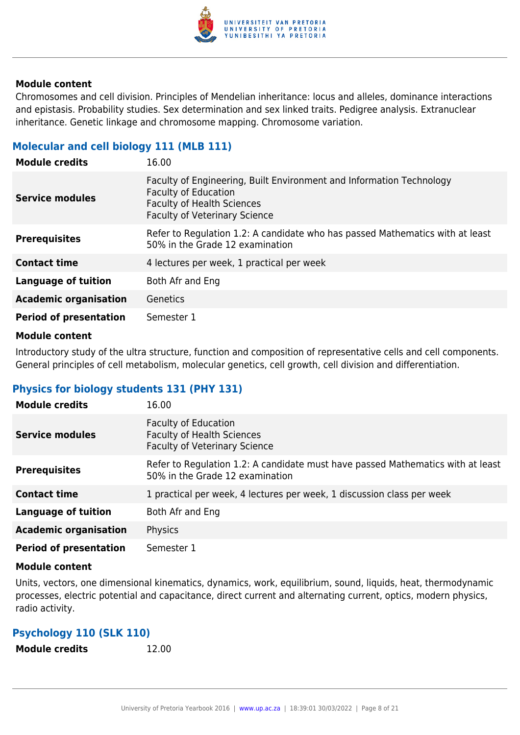**Module content**

Chromosomes and cell division. Principles of Mendelian inheritance: locus and alleles, dominance interactions and epistasis. Probability studies. Sex determination and sex linked traits. Pedigree analysis. Extranuclear inheritance. Genetic linkage and chromosome mapping. Chromosome variation.

### Molecular and cell biology 111 (MLB 111)

| | |
|---|---|
| **Module credits** | 16.00 |
| **Service modules** | Faculty of Engineering, Built Environment and Information Technology<br>Faculty of Education<br>Faculty of Health Sciences<br>Faculty of Veterinary Science |
| **Prerequisites** | Refer to Regulation 1.2: A candidate who has passed Mathematics with at least 50% in the Grade 12 examination |
| **Contact time** | 4 lectures per week, 1 practical per week |
| **Language of tuition** | Both Afr and Eng |
| **Academic organisation** | Genetics |
| **Period of presentation** | Semester 1 |

**Module content**

Introductory study of the ultra structure, function and composition of representative cells and cell components. General principles of cell metabolism, molecular genetics, cell growth, cell division and differentiation.

### Physics for biology students 131 (PHY 131)

| | |
|---|---|
| **Module credits** | 16.00 |
| **Service modules** | Faculty of Education<br>Faculty of Health Sciences<br>Faculty of Veterinary Science |
| **Prerequisites** | Refer to Regulation 1.2: A candidate must have passed Mathematics with at least 50% in the Grade 12 examination |
| **Contact time** | 1 practical per week, 4 lectures per week, 1 discussion class per week |
| **Language of tuition** | Both Afr and Eng |
| **Academic organisation** | Physics |
| **Period of presentation** | Semester 1 |

**Module content**

Units, vectors, one dimensional kinematics, dynamics, work, equilibrium, sound, liquids, heat, thermodynamic processes, electric potential and capacitance, direct current and alternating current, optics, modern physics, radio activity.

### Psychology 110 (SLK 110)

| | |
|---|---|
| **Module credits** | 12.00 |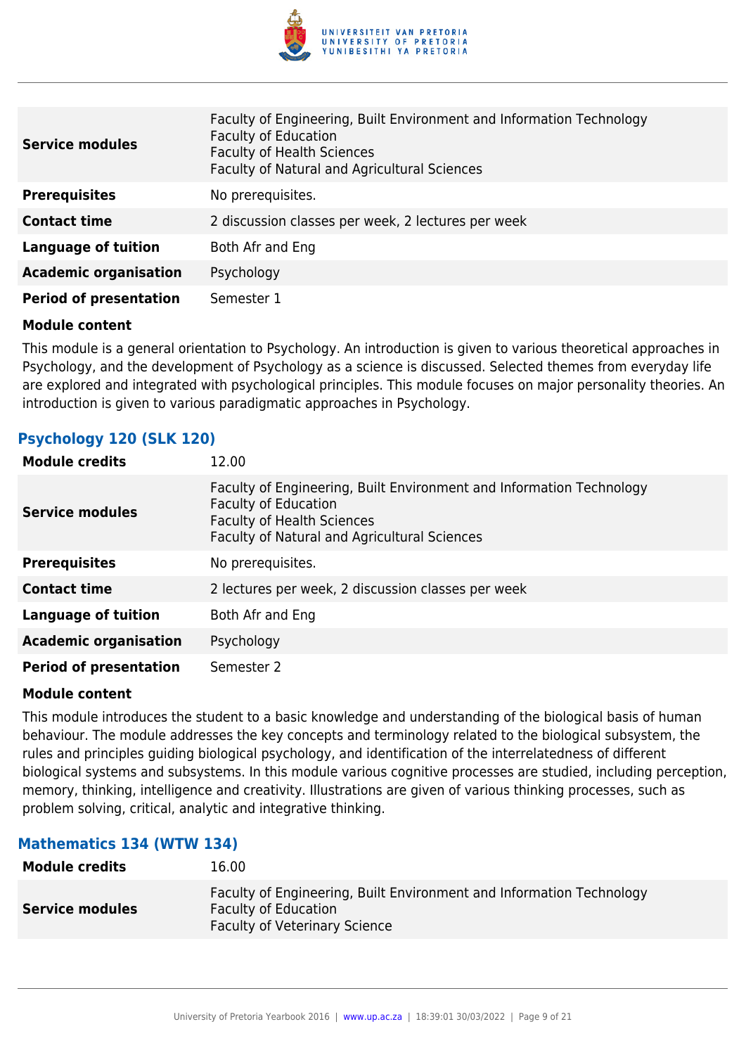| | |
|---|---|
| **Service modules** | Faculty of Engineering, Built Environment and Information Technology<br>Faculty of Education<br>Faculty of Health Sciences<br>Faculty of Natural and Agricultural Sciences |
| **Prerequisites** | No prerequisites. |
| **Contact time** | 2 discussion classes per week, 2 lectures per week |
| **Language of tuition** | Both Afr and Eng |
| **Academic organisation** | Psychology |
| **Period of presentation** | Semester 1 |

**Module content**

This module is a general orientation to Psychology. An introduction is given to various theoretical approaches in Psychology, and the development of Psychology as a science is discussed. Selected themes from everyday life are explored and integrated with psychological principles. This module focuses on major personality theories. An introduction is given to various paradigmatic approaches in Psychology.

### Psychology 120 (SLK 120)

| | |
|---|---|
| **Module credits** | 12.00 |
| **Service modules** | Faculty of Engineering, Built Environment and Information Technology<br>Faculty of Education<br>Faculty of Health Sciences<br>Faculty of Natural and Agricultural Sciences |
| **Prerequisites** | No prerequisites. |
| **Contact time** | 2 lectures per week, 2 discussion classes per week |
| **Language of tuition** | Both Afr and Eng |
| **Academic organisation** | Psychology |
| **Period of presentation** | Semester 2 |

**Module content**

This module introduces the student to a basic knowledge and understanding of the biological basis of human behaviour. The module addresses the key concepts and terminology related to the biological subsystem, the rules and principles guiding biological psychology, and identification of the interrelatedness of different biological systems and subsystems. In this module various cognitive processes are studied, including perception, memory, thinking, intelligence and creativity. Illustrations are given of various thinking processes, such as problem solving, critical, analytic and integrative thinking.

### Mathematics 134 (WTW 134)

| | |
|---|---|
| **Module credits** | 16.00 |
| **Service modules** | Faculty of Engineering, Built Environment and Information Technology<br>Faculty of Education<br>Faculty of Veterinary Science |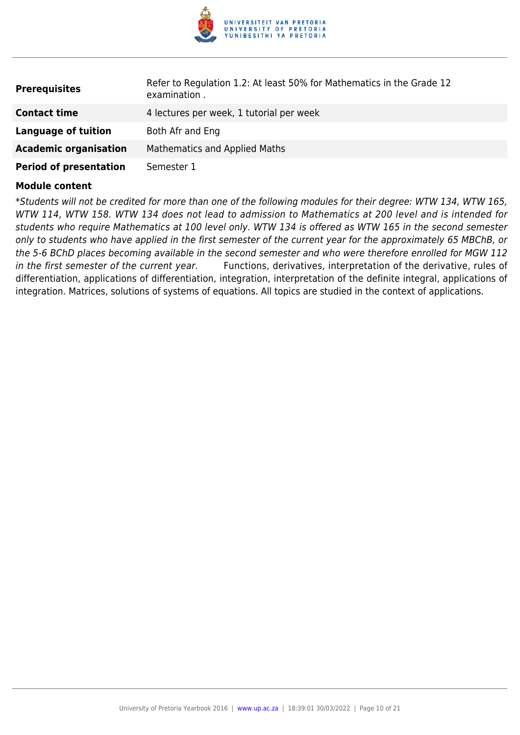| | |
|---|---|
| **Prerequisites** | Refer to Regulation 1.2: At least 50% for Mathematics in the Grade 12 examination . |
| **Contact time** | 4 lectures per week, 1 tutorial per week |
| **Language of tuition** | Both Afr and Eng |
| **Academic organisation** | Mathematics and Applied Maths |
| **Period of presentation** | Semester 1 |

**Module content**

**Students will not be credited for more than one of the following modules for their degree: WTW 134, WTW 165, WTW 114, WTW 158. WTW 134 does not lead to admission to Mathematics at 200 level and is intended for students who require Mathematics at 100 level only. WTW 134 is offered as WTW 165 in the second semester only to students who have applied in the first semester of the current year for the approximately 65 MBChB, or the 5-6 BChD places becoming available in the second semester and who were therefore enrolled for MGW 112 in the first semester of the current year.* Functions, derivatives, interpretation of the derivative, rules of differentiation, applications of differentiation, integration, interpretation of the definite integral, applications of integration. Matrices, solutions of systems of equations. All topics are studied in the context of applications.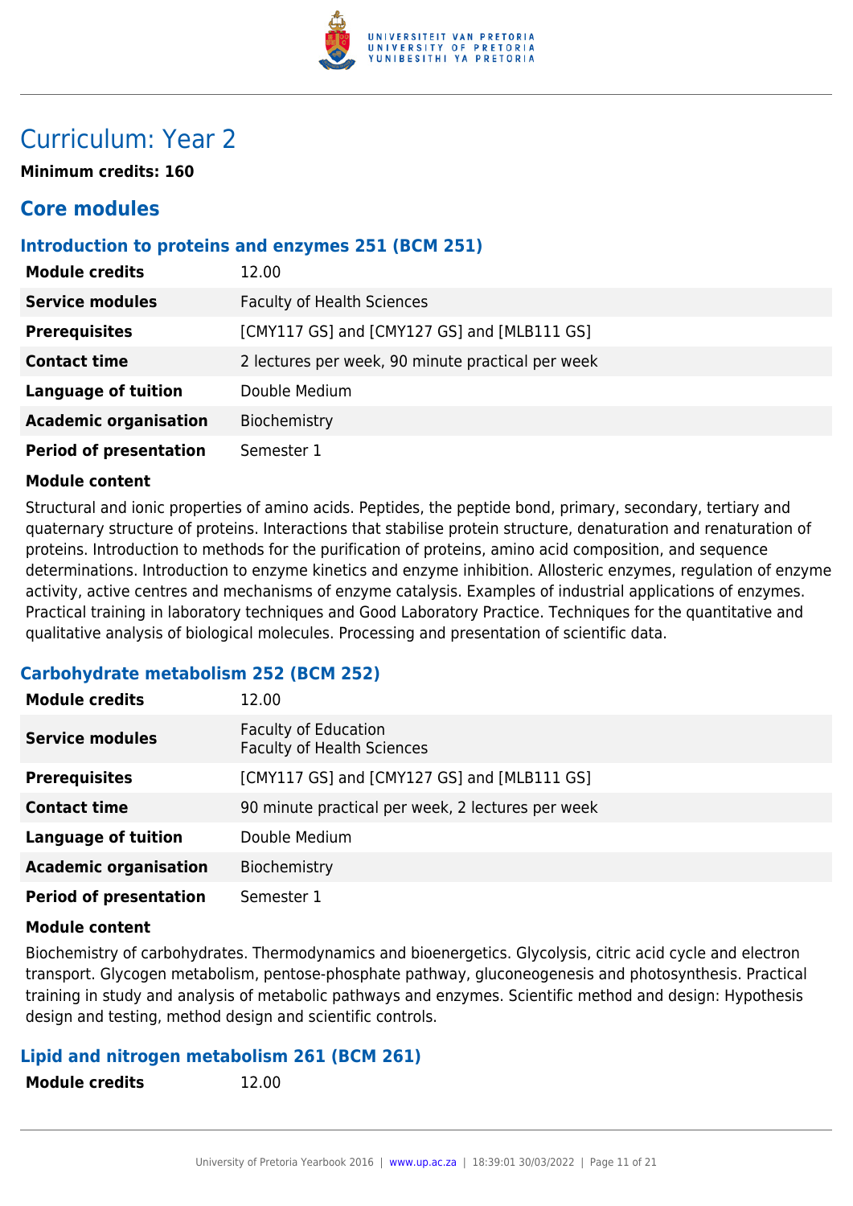# Curriculum: Year 2

**Minimum credits: 160**

## Core modules

### Introduction to proteins and enzymes 251 (BCM 251)

| | |
|---|---|
| **Module credits** | 12.00 |
| **Service modules** | Faculty of Health Sciences |
| **Prerequisites** | [CMY117 GS] and [CMY127 GS] and [MLB111 GS] |
| **Contact time** | 2 lectures per week, 90 minute practical per week |
| **Language of tuition** | Double Medium |
| **Academic organisation** | Biochemistry |
| **Period of presentation** | Semester 1 |

**Module content**

Structural and ionic properties of amino acids. Peptides, the peptide bond, primary, secondary, tertiary and quaternary structure of proteins. Interactions that stabilise protein structure, denaturation and renaturation of proteins. Introduction to methods for the purification of proteins, amino acid composition, and sequence determinations. Introduction to enzyme kinetics and enzyme inhibition. Allosteric enzymes, regulation of enzyme activity, active centres and mechanisms of enzyme catalysis. Examples of industrial applications of enzymes. Practical training in laboratory techniques and Good Laboratory Practice. Techniques for the quantitative and qualitative analysis of biological molecules. Processing and presentation of scientific data.

### Carbohydrate metabolism 252 (BCM 252)

| | |
|---|---|
| **Module credits** | 12.00 |
| **Service modules** | Faculty of Education<br>Faculty of Health Sciences |
| **Prerequisites** | [CMY117 GS] and [CMY127 GS] and [MLB111 GS] |
| **Contact time** | 90 minute practical per week, 2 lectures per week |
| **Language of tuition** | Double Medium |
| **Academic organisation** | Biochemistry |
| **Period of presentation** | Semester 1 |

**Module content**

Biochemistry of carbohydrates. Thermodynamics and bioenergetics. Glycolysis, citric acid cycle and electron transport. Glycogen metabolism, pentose-phosphate pathway, gluconeogenesis and photosynthesis. Practical training in study and analysis of metabolic pathways and enzymes. Scientific method and design: Hypothesis design and testing, method design and scientific controls.

### Lipid and nitrogen metabolism 261 (BCM 261)

| | |
|---|---|
| **Module credits** | 12.00 |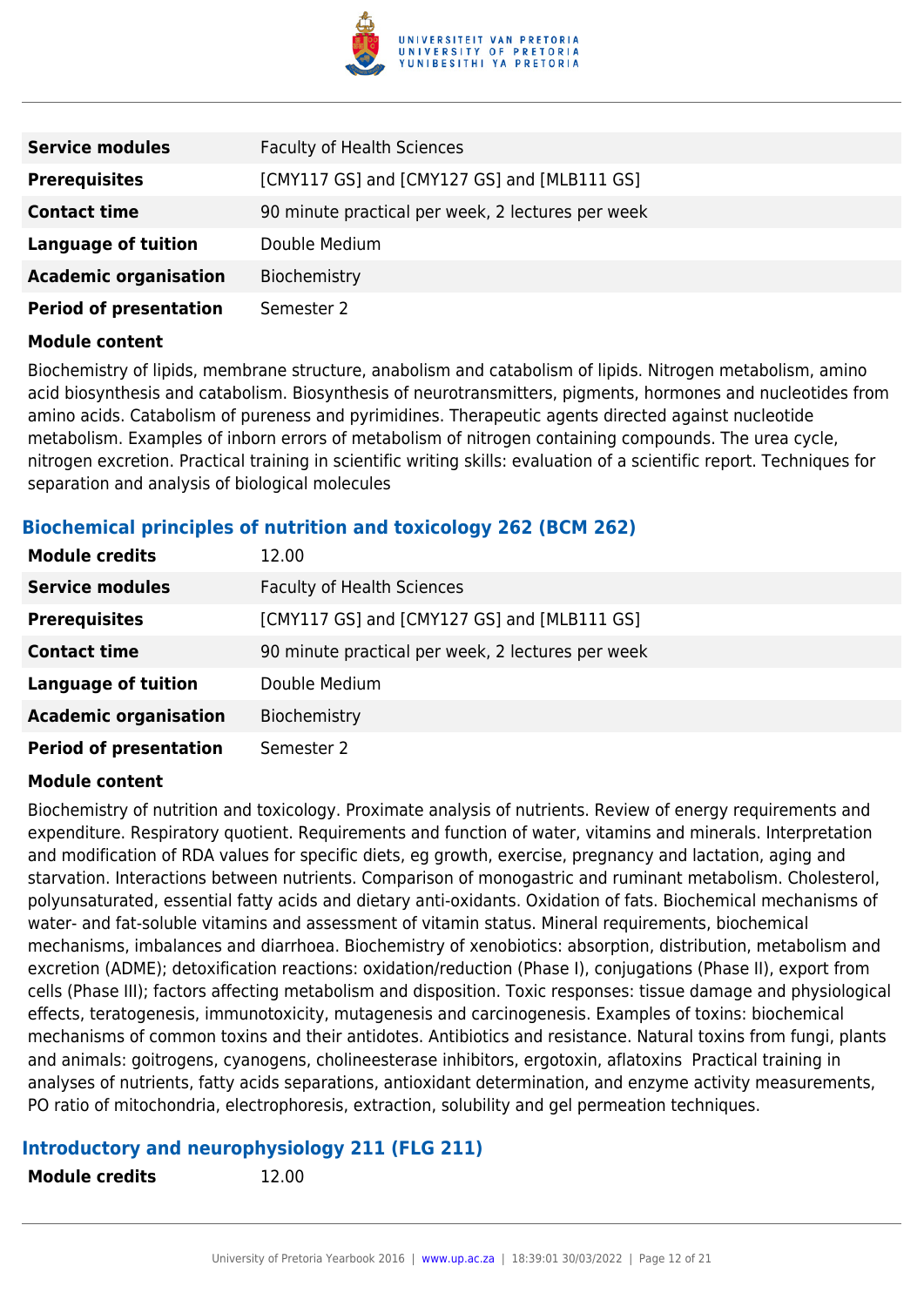| | |
|---|---|
| **Service modules** | Faculty of Health Sciences |
| **Prerequisites** | [CMY117 GS] and [CMY127 GS] and [MLB111 GS] |
| **Contact time** | 90 minute practical per week, 2 lectures per week |
| **Language of tuition** | Double Medium |
| **Academic organisation** | Biochemistry |
| **Period of presentation** | Semester 2 |

**Module content**

Biochemistry of lipids, membrane structure, anabolism and catabolism of lipids. Nitrogen metabolism, amino acid biosynthesis and catabolism. Biosynthesis of neurotransmitters, pigments, hormones and nucleotides from amino acids. Catabolism of pureness and pyrimidines. Therapeutic agents directed against nucleotide metabolism. Examples of inborn errors of metabolism of nitrogen containing compounds. The urea cycle, nitrogen excretion. Practical training in scientific writing skills: evaluation of a scientific report. Techniques for separation and analysis of biological molecules

### Biochemical principles of nutrition and toxicology 262 (BCM 262)

| | |
|---|---|
| **Module credits** | 12.00 |
| **Service modules** | Faculty of Health Sciences |
| **Prerequisites** | [CMY117 GS] and [CMY127 GS] and [MLB111 GS] |
| **Contact time** | 90 minute practical per week, 2 lectures per week |
| **Language of tuition** | Double Medium |
| **Academic organisation** | Biochemistry |
| **Period of presentation** | Semester 2 |

**Module content**

Biochemistry of nutrition and toxicology. Proximate analysis of nutrients. Review of energy requirements and expenditure. Respiratory quotient. Requirements and function of water, vitamins and minerals. Interpretation and modification of RDA values for specific diets, eg growth, exercise, pregnancy and lactation, aging and starvation. Interactions between nutrients. Comparison of monogastric and ruminant metabolism. Cholesterol, polyunsaturated, essential fatty acids and dietary anti-oxidants. Oxidation of fats. Biochemical mechanisms of water- and fat-soluble vitamins and assessment of vitamin status. Mineral requirements, biochemical mechanisms, imbalances and diarrhoea. Biochemistry of xenobiotics: absorption, distribution, metabolism and excretion (ADME); detoxification reactions: oxidation/reduction (Phase I), conjugations (Phase II), export from cells (Phase III); factors affecting metabolism and disposition. Toxic responses: tissue damage and physiological effects, teratogenesis, immunotoxicity, mutagenesis and carcinogenesis. Examples of toxins: biochemical mechanisms of common toxins and their antidotes. Antibiotics and resistance. Natural toxins from fungi, plants and animals: goitrogens, cyanogens, cholineesterase inhibitors, ergotoxin, aflatoxins Practical training in analyses of nutrients, fatty acids separations, antioxidant determination, and enzyme activity measurements, PO ratio of mitochondria, electrophoresis, extraction, solubility and gel permeation techniques.

### Introductory and neurophysiology 211 (FLG 211)

| | |
|---|---|
| **Module credits** | 12.00 |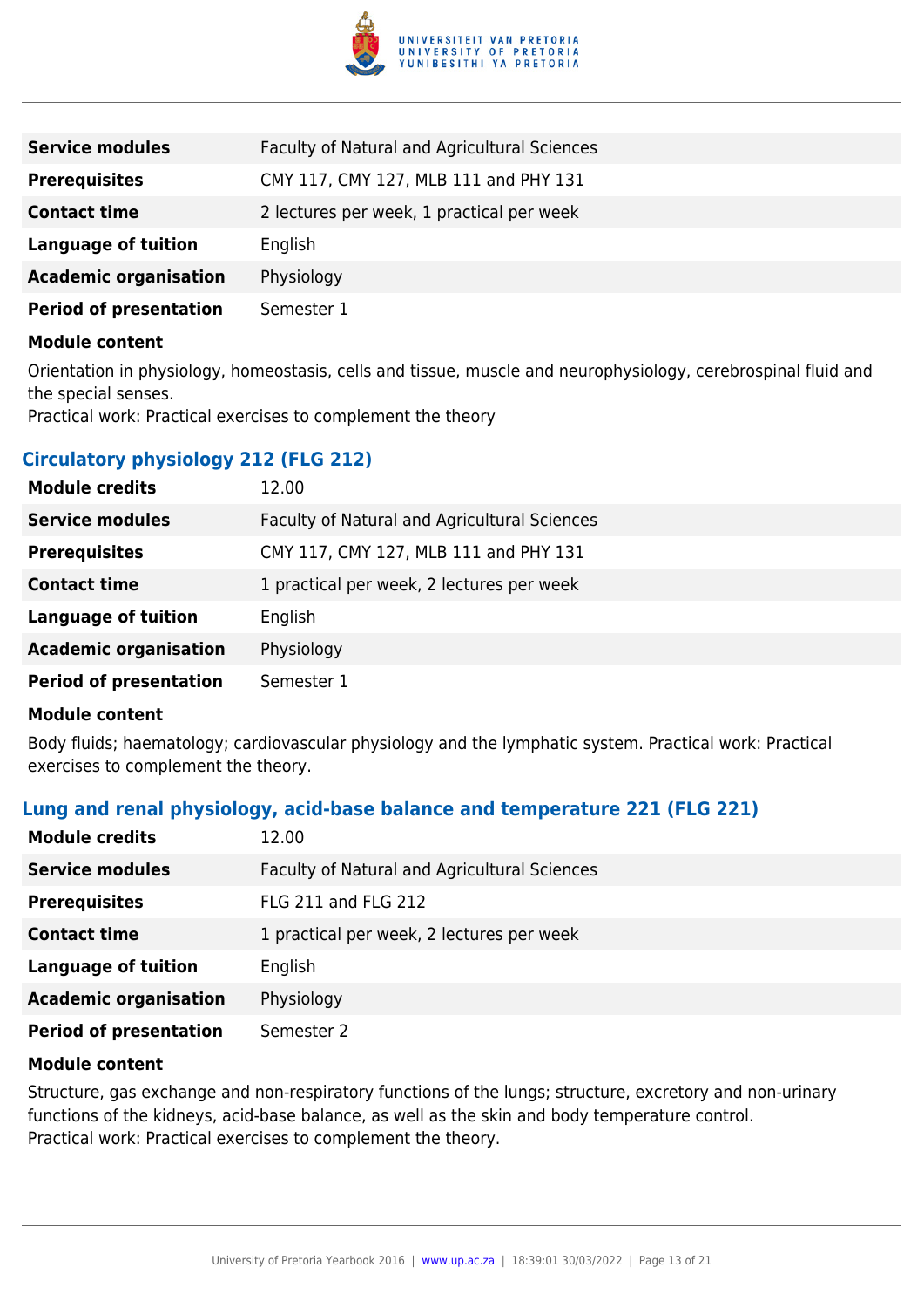| | |
|---|---|
| **Service modules** | Faculty of Natural and Agricultural Sciences |
| **Prerequisites** | CMY 117, CMY 127, MLB 111 and PHY 131 |
| **Contact time** | 2 lectures per week, 1 practical per week |
| **Language of tuition** | English |
| **Academic organisation** | Physiology |
| **Period of presentation** | Semester 1 |

**Module content**

Orientation in physiology, homeostasis, cells and tissue, muscle and neurophysiology, cerebrospinal fluid and the special senses.
Practical work: Practical exercises to complement the theory

### Circulatory physiology 212 (FLG 212)

| | |
|---|---|
| **Module credits** | 12.00 |
| **Service modules** | Faculty of Natural and Agricultural Sciences |
| **Prerequisites** | CMY 117, CMY 127, MLB 111 and PHY 131 |
| **Contact time** | 1 practical per week, 2 lectures per week |
| **Language of tuition** | English |
| **Academic organisation** | Physiology |
| **Period of presentation** | Semester 1 |

**Module content**

Body fluids; haematology; cardiovascular physiology and the lymphatic system. Practical work: Practical exercises to complement the theory.

### Lung and renal physiology, acid-base balance and temperature 221 (FLG 221)

| | |
|---|---|
| **Module credits** | 12.00 |
| **Service modules** | Faculty of Natural and Agricultural Sciences |
| **Prerequisites** | FLG 211 and FLG 212 |
| **Contact time** | 1 practical per week, 2 lectures per week |
| **Language of tuition** | English |
| **Academic organisation** | Physiology |
| **Period of presentation** | Semester 2 |

**Module content**

Structure, gas exchange and non-respiratory functions of the lungs; structure, excretory and non-urinary functions of the kidneys, acid-base balance, as well as the skin and body temperature control.
Practical work: Practical exercises to complement the theory.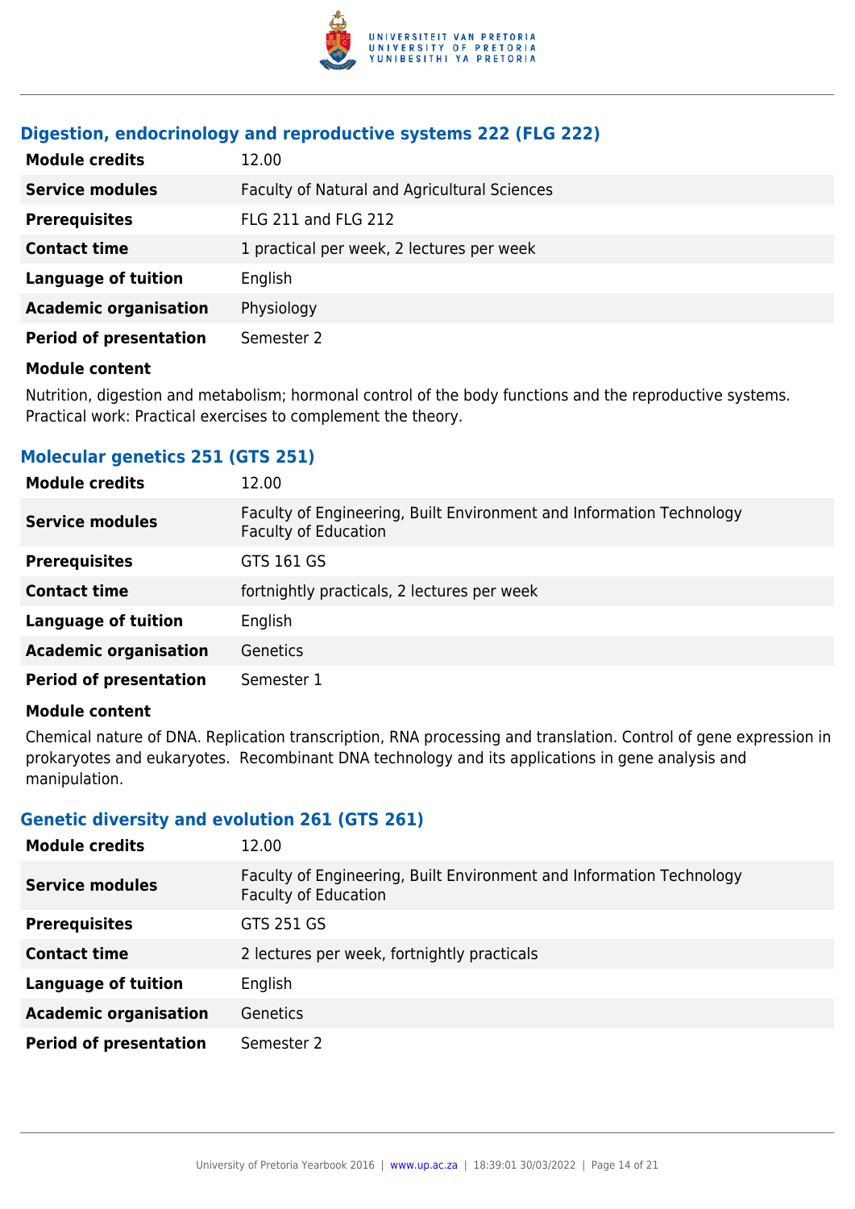### Digestion, endocrinology and reproductive systems 222 (FLG 222)

| | |
|---|---|
| **Module credits** | 12.00 |
| **Service modules** | Faculty of Natural and Agricultural Sciences |
| **Prerequisites** | FLG 211 and FLG 212 |
| **Contact time** | 1 practical per week, 2 lectures per week |
| **Language of tuition** | English |
| **Academic organisation** | Physiology |
| **Period of presentation** | Semester 2 |

**Module content**

Nutrition, digestion and metabolism; hormonal control of the body functions and the reproductive systems. Practical work: Practical exercises to complement the theory.

### Molecular genetics 251 (GTS 251)

| | |
|---|---|
| **Module credits** | 12.00 |
| **Service modules** | Faculty of Engineering, Built Environment and Information Technology<br>Faculty of Education |
| **Prerequisites** | GTS 161 GS |
| **Contact time** | fortnightly practicals, 2 lectures per week |
| **Language of tuition** | English |
| **Academic organisation** | Genetics |
| **Period of presentation** | Semester 1 |

**Module content**

Chemical nature of DNA. Replication transcription, RNA processing and translation. Control of gene expression in prokaryotes and eukaryotes. Recombinant DNA technology and its applications in gene analysis and manipulation.

### Genetic diversity and evolution 261 (GTS 261)

| | |
|---|---|
| **Module credits** | 12.00 |
| **Service modules** | Faculty of Engineering, Built Environment and Information Technology<br>Faculty of Education |
| **Prerequisites** | GTS 251 GS |
| **Contact time** | 2 lectures per week, fortnightly practicals |
| **Language of tuition** | English |
| **Academic organisation** | Genetics |
| **Period of presentation** | Semester 2 |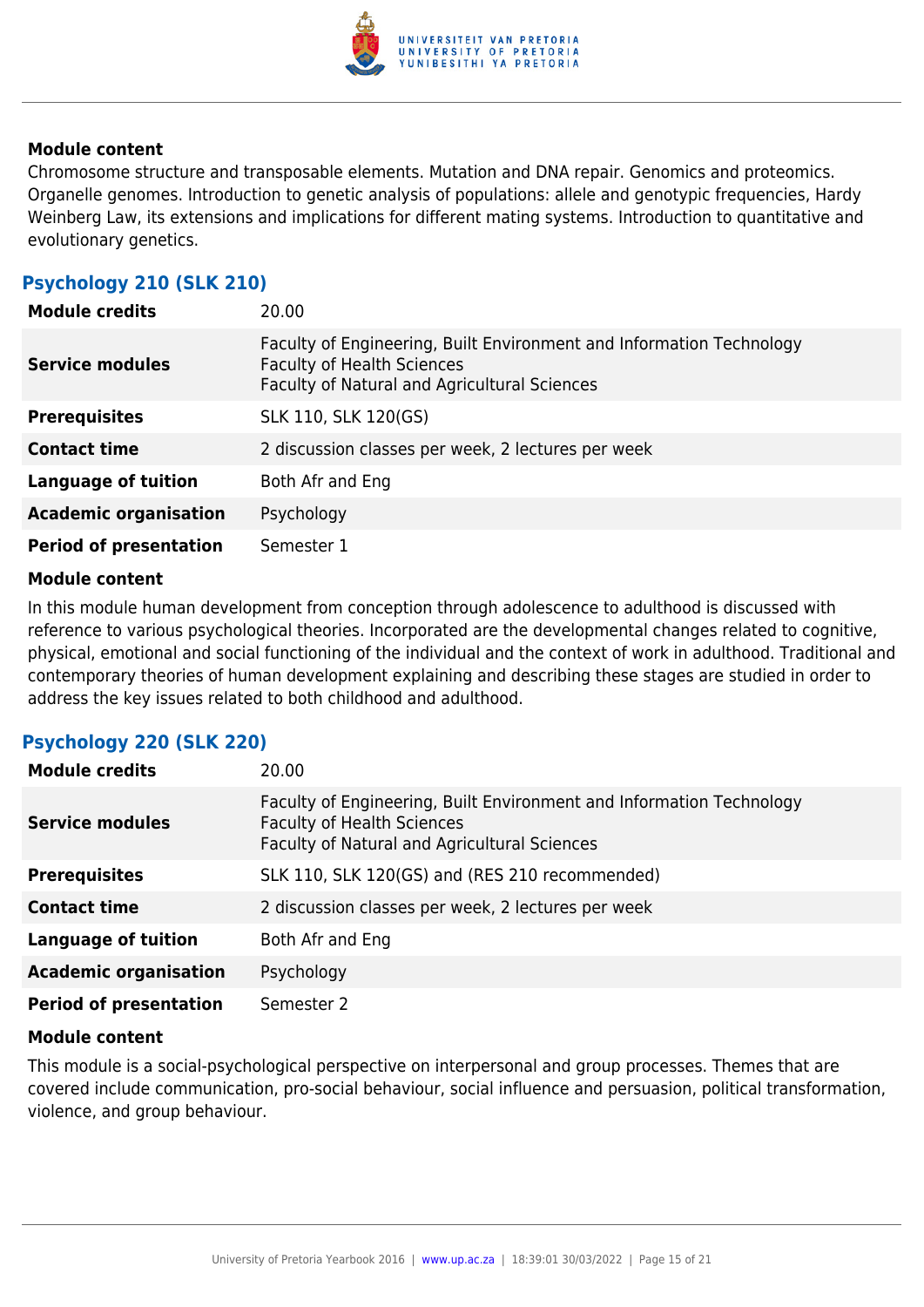**Module content**

Chromosome structure and transposable elements. Mutation and DNA repair. Genomics and proteomics. Organelle genomes. Introduction to genetic analysis of populations: allele and genotypic frequencies, Hardy Weinberg Law, its extensions and implications for different mating systems. Introduction to quantitative and evolutionary genetics.

### Psychology 210 (SLK 210)

| | |
|---|---|
| **Module credits** | 20.00 |
| **Service modules** | Faculty of Engineering, Built Environment and Information Technology<br>Faculty of Health Sciences<br>Faculty of Natural and Agricultural Sciences |
| **Prerequisites** | SLK 110, SLK 120(GS) |
| **Contact time** | 2 discussion classes per week, 2 lectures per week |
| **Language of tuition** | Both Afr and Eng |
| **Academic organisation** | Psychology |
| **Period of presentation** | Semester 1 |

**Module content**

In this module human development from conception through adolescence to adulthood is discussed with reference to various psychological theories. Incorporated are the developmental changes related to cognitive, physical, emotional and social functioning of the individual and the context of work in adulthood. Traditional and contemporary theories of human development explaining and describing these stages are studied in order to address the key issues related to both childhood and adulthood.

### Psychology 220 (SLK 220)

| | |
|---|---|
| **Module credits** | 20.00 |
| **Service modules** | Faculty of Engineering, Built Environment and Information Technology<br>Faculty of Health Sciences<br>Faculty of Natural and Agricultural Sciences |
| **Prerequisites** | SLK 110, SLK 120(GS) and (RES 210 recommended) |
| **Contact time** | 2 discussion classes per week, 2 lectures per week |
| **Language of tuition** | Both Afr and Eng |
| **Academic organisation** | Psychology |
| **Period of presentation** | Semester 2 |

**Module content**

This module is a social-psychological perspective on interpersonal and group processes. Themes that are covered include communication, pro-social behaviour, social influence and persuasion, political transformation, violence, and group behaviour.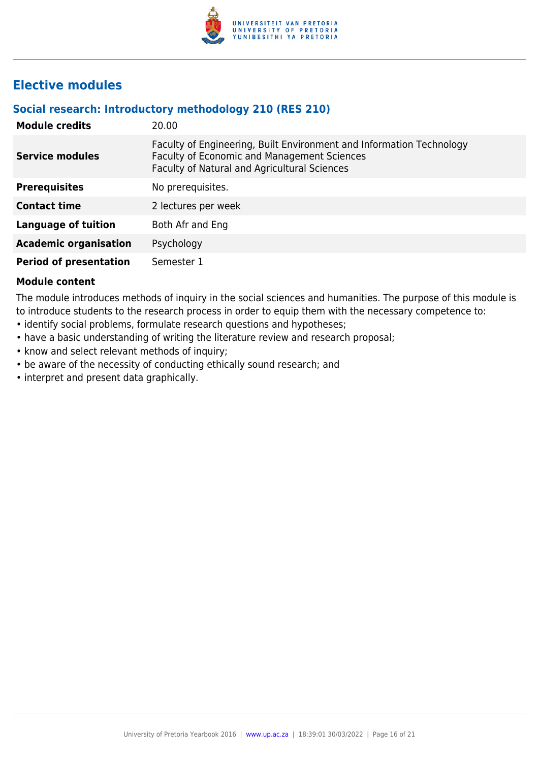## Elective modules

### Social research: Introductory methodology 210 (RES 210)

| | |
|---|---|
| **Module credits** | 20.00 |
| **Service modules** | Faculty of Engineering, Built Environment and Information Technology<br>Faculty of Economic and Management Sciences<br>Faculty of Natural and Agricultural Sciences |
| **Prerequisites** | No prerequisites. |
| **Contact time** | 2 lectures per week |
| **Language of tuition** | Both Afr and Eng |
| **Academic organisation** | Psychology |
| **Period of presentation** | Semester 1 |

**Module content**

The module introduces methods of inquiry in the social sciences and humanities. The purpose of this module is to introduce students to the research process in order to equip them with the necessary competence to:

- identify social problems, formulate research questions and hypotheses;
- have a basic understanding of writing the literature review and research proposal;
- know and select relevant methods of inquiry;
- be aware of the necessity of conducting ethically sound research; and
- interpret and present data graphically.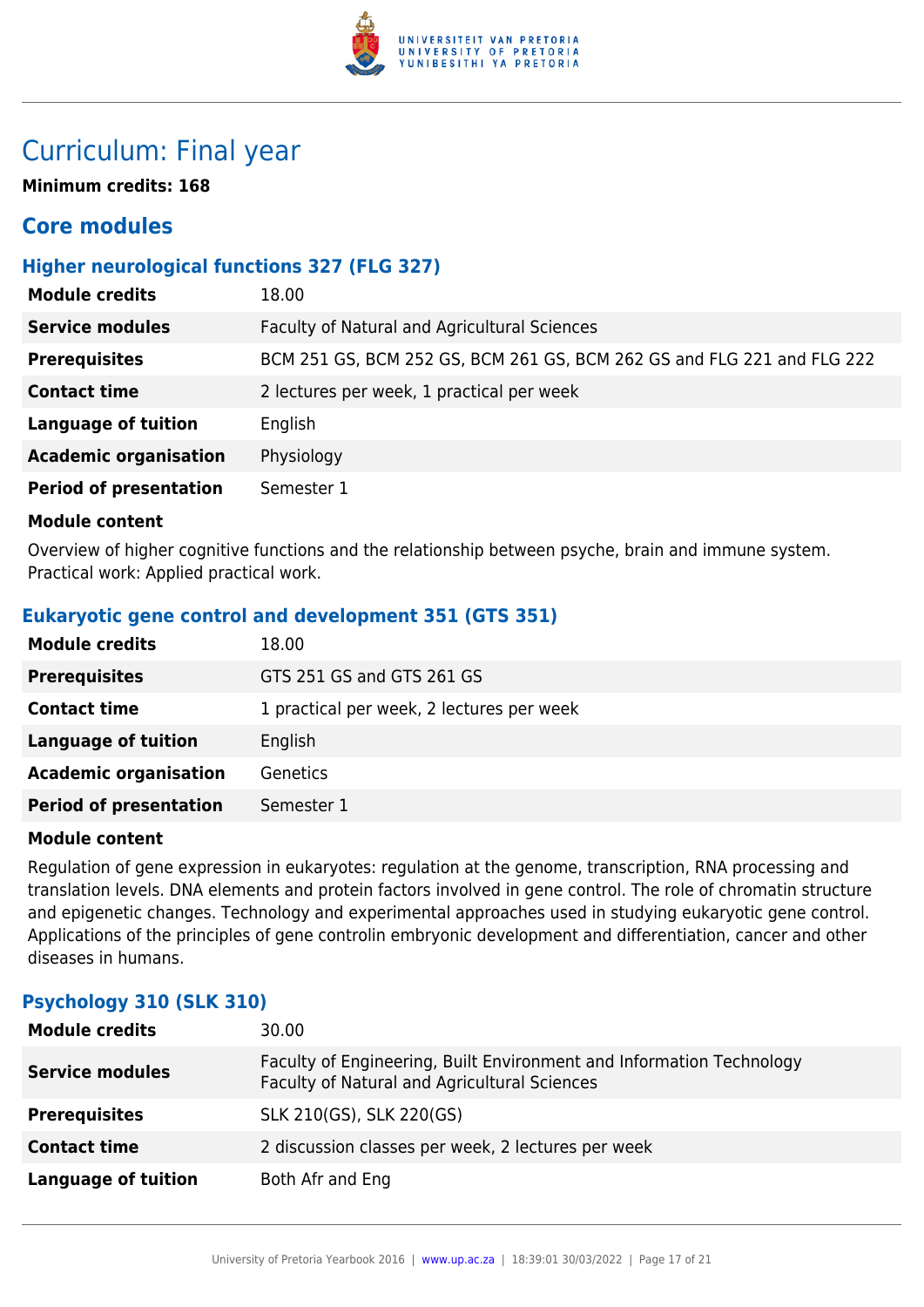# Curriculum: Final year

**Minimum credits: 168**

## Core modules

### Higher neurological functions 327 (FLG 327)

| | |
|---|---|
| **Module credits** | 18.00 |
| **Service modules** | Faculty of Natural and Agricultural Sciences |
| **Prerequisites** | BCM 251 GS, BCM 252 GS, BCM 261 GS, BCM 262 GS and FLG 221 and FLG 222 |
| **Contact time** | 2 lectures per week, 1 practical per week |
| **Language of tuition** | English |
| **Academic organisation** | Physiology |
| **Period of presentation** | Semester 1 |

**Module content**

Overview of higher cognitive functions and the relationship between psyche, brain and immune system. Practical work: Applied practical work.

### Eukaryotic gene control and development 351 (GTS 351)

| | |
|---|---|
| **Module credits** | 18.00 |
| **Prerequisites** | GTS 251 GS and GTS 261 GS |
| **Contact time** | 1 practical per week, 2 lectures per week |
| **Language of tuition** | English |
| **Academic organisation** | Genetics |
| **Period of presentation** | Semester 1 |

**Module content**

Regulation of gene expression in eukaryotes: regulation at the genome, transcription, RNA processing and translation levels. DNA elements and protein factors involved in gene control. The role of chromatin structure and epigenetic changes. Technology and experimental approaches used in studying eukaryotic gene control. Applications of the principles of gene controlin embryonic development and differentiation, cancer and other diseases in humans.

### Psychology 310 (SLK 310)

| | |
|---|---|
| **Module credits** | 30.00 |
| **Service modules** | Faculty of Engineering, Built Environment and Information Technology<br>Faculty of Natural and Agricultural Sciences |
| **Prerequisites** | SLK 210(GS), SLK 220(GS) |
| **Contact time** | 2 discussion classes per week, 2 lectures per week |
| **Language of tuition** | Both Afr and Eng |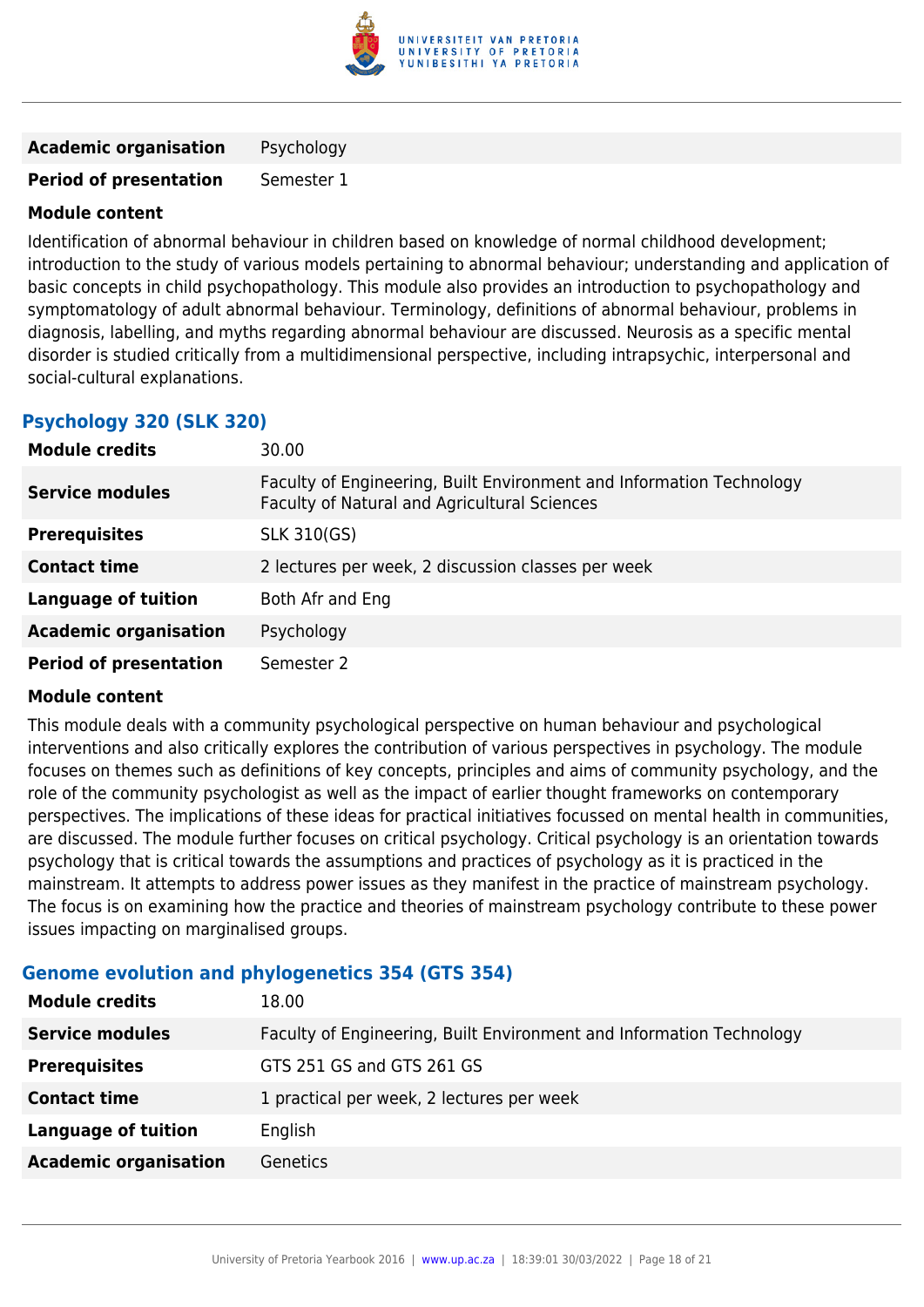| | |
|---|---|
| **Academic organisation** | Psychology |
| **Period of presentation** | Semester 1 |

**Module content**

Identification of abnormal behaviour in children based on knowledge of normal childhood development; introduction to the study of various models pertaining to abnormal behaviour; understanding and application of basic concepts in child psychopathology. This module also provides an introduction to psychopathology and symptomatology of adult abnormal behaviour. Terminology, definitions of abnormal behaviour, problems in diagnosis, labelling, and myths regarding abnormal behaviour are discussed. Neurosis as a specific mental disorder is studied critically from a multidimensional perspective, including intrapsychic, interpersonal and social-cultural explanations.

### Psychology 320 (SLK 320)

| | |
|---|---|
| **Module credits** | 30.00 |
| **Service modules** | Faculty of Engineering, Built Environment and Information Technology<br>Faculty of Natural and Agricultural Sciences |
| **Prerequisites** | SLK 310(GS) |
| **Contact time** | 2 lectures per week, 2 discussion classes per week |
| **Language of tuition** | Both Afr and Eng |
| **Academic organisation** | Psychology |
| **Period of presentation** | Semester 2 |

**Module content**

This module deals with a community psychological perspective on human behaviour and psychological interventions and also critically explores the contribution of various perspectives in psychology. The module focuses on themes such as definitions of key concepts, principles and aims of community psychology, and the role of the community psychologist as well as the impact of earlier thought frameworks on contemporary perspectives. The implications of these ideas for practical initiatives focussed on mental health in communities, are discussed. The module further focuses on critical psychology. Critical psychology is an orientation towards psychology that is critical towards the assumptions and practices of psychology as it is practiced in the mainstream. It attempts to address power issues as they manifest in the practice of mainstream psychology. The focus is on examining how the practice and theories of mainstream psychology contribute to these power issues impacting on marginalised groups.

### Genome evolution and phylogenetics 354 (GTS 354)

| | |
|---|---|
| **Module credits** | 18.00 |
| **Service modules** | Faculty of Engineering, Built Environment and Information Technology |
| **Prerequisites** | GTS 251 GS and GTS 261 GS |
| **Contact time** | 1 practical per week, 2 lectures per week |
| **Language of tuition** | English |
| **Academic organisation** | Genetics |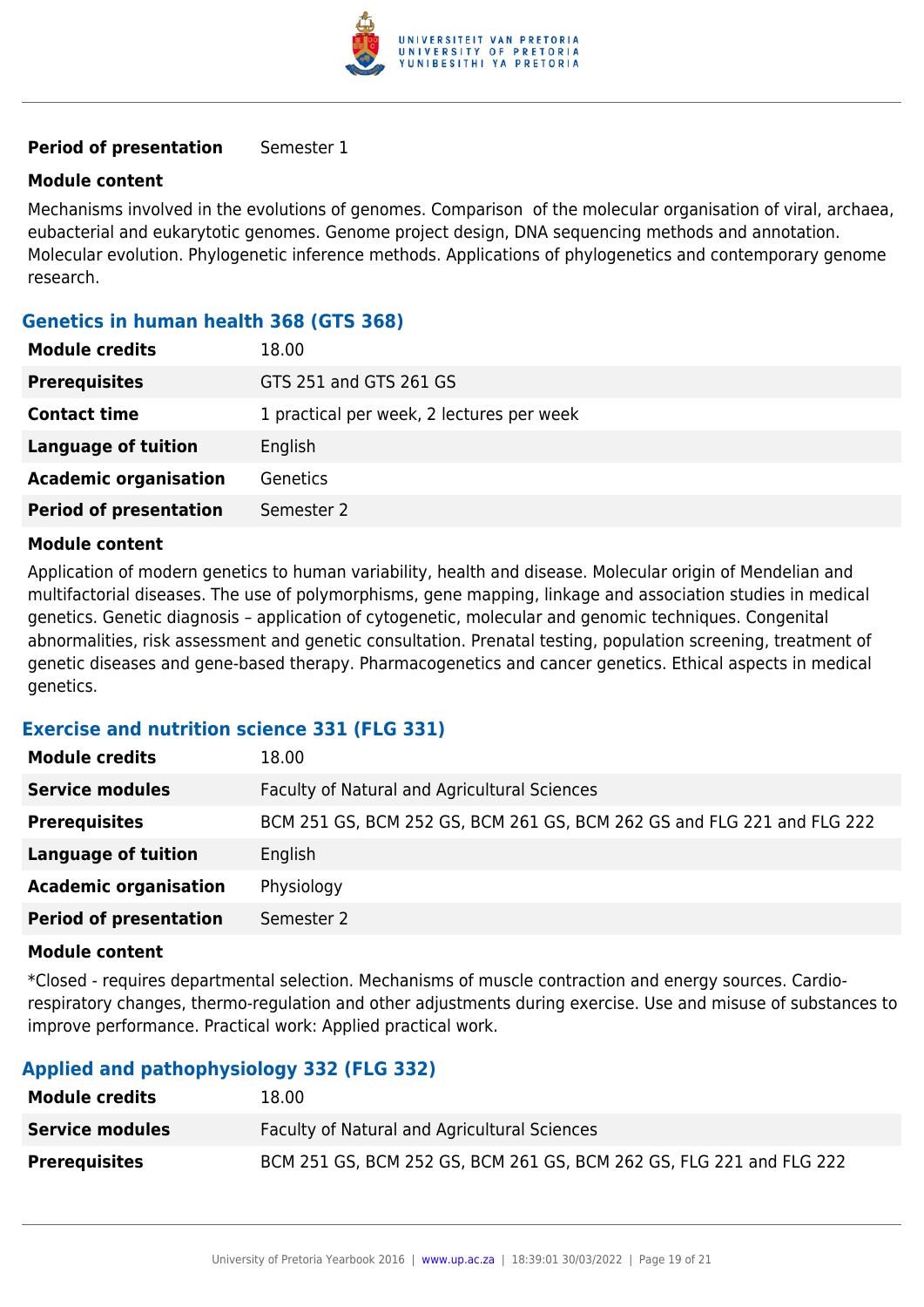| | |
|---|---|
| **Period of presentation** | Semester 1 |

**Module content**

Mechanisms involved in the evolutions of genomes. Comparison of the molecular organisation of viral, archaea, eubacterial and eukarytotic genomes. Genome project design, DNA sequencing methods and annotation. Molecular evolution. Phylogenetic inference methods. Applications of phylogenetics and contemporary genome research.

### Genetics in human health 368 (GTS 368)

| | |
|---|---|
| **Module credits** | 18.00 |
| **Prerequisites** | GTS 251 and GTS 261 GS |
| **Contact time** | 1 practical per week, 2 lectures per week |
| **Language of tuition** | English |
| **Academic organisation** | Genetics |
| **Period of presentation** | Semester 2 |

**Module content**

Application of modern genetics to human variability, health and disease. Molecular origin of Mendelian and multifactorial diseases. The use of polymorphisms, gene mapping, linkage and association studies in medical genetics. Genetic diagnosis – application of cytogenetic, molecular and genomic techniques. Congenital abnormalities, risk assessment and genetic consultation. Prenatal testing, population screening, treatment of genetic diseases and gene-based therapy. Pharmacogenetics and cancer genetics. Ethical aspects in medical genetics.

### Exercise and nutrition science 331 (FLG 331)

| | |
|---|---|
| **Module credits** | 18.00 |
| **Service modules** | Faculty of Natural and Agricultural Sciences |
| **Prerequisites** | BCM 251 GS, BCM 252 GS, BCM 261 GS, BCM 262 GS and FLG 221 and FLG 222 |
| **Language of tuition** | English |
| **Academic organisation** | Physiology |
| **Period of presentation** | Semester 2 |

**Module content**

*Closed - requires departmental selection. Mechanisms of muscle contraction and energy sources. Cardio-respiratory changes, thermo-regulation and other adjustments during exercise. Use and misuse of substances to improve performance. Practical work: Applied practical work.

### Applied and pathophysiology 332 (FLG 332)

| | |
|---|---|
| **Module credits** | 18.00 |
| **Service modules** | Faculty of Natural and Agricultural Sciences |
| **Prerequisites** | BCM 251 GS, BCM 252 GS, BCM 261 GS, BCM 262 GS, FLG 221 and FLG 222 |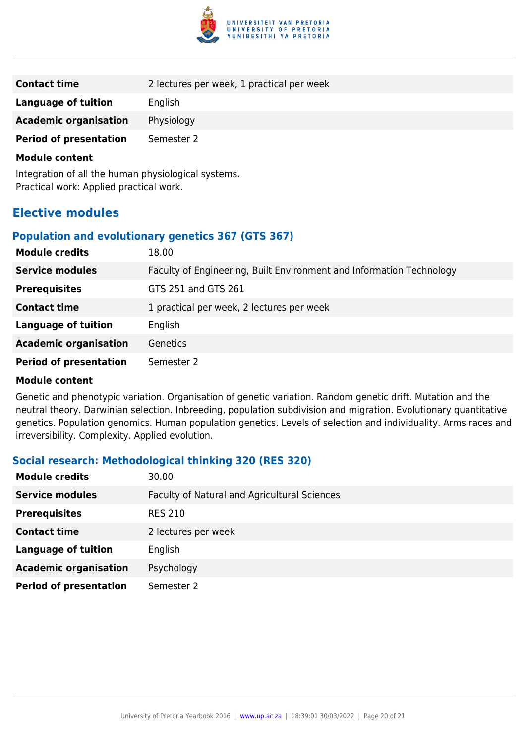| | |
|---|---|
| **Contact time** | 2 lectures per week, 1 practical per week |
| **Language of tuition** | English |
| **Academic organisation** | Physiology |
| **Period of presentation** | Semester 2 |

**Module content**

Integration of all the human physiological systems.
Practical work: Applied practical work.

## Elective modules

### Population and evolutionary genetics 367 (GTS 367)

| | |
|---|---|
| **Module credits** | 18.00 |
| **Service modules** | Faculty of Engineering, Built Environment and Information Technology |
| **Prerequisites** | GTS 251 and GTS 261 |
| **Contact time** | 1 practical per week, 2 lectures per week |
| **Language of tuition** | English |
| **Academic organisation** | Genetics |
| **Period of presentation** | Semester 2 |

**Module content**

Genetic and phenotypic variation. Organisation of genetic variation. Random genetic drift. Mutation and the neutral theory. Darwinian selection. Inbreeding, population subdivision and migration. Evolutionary quantitative genetics. Population genomics. Human population genetics. Levels of selection and individuality. Arms races and irreversibility. Complexity. Applied evolution.

### Social research: Methodological thinking 320 (RES 320)

| | |
|---|---|
| **Module credits** | 30.00 |
| **Service modules** | Faculty of Natural and Agricultural Sciences |
| **Prerequisites** | RES 210 |
| **Contact time** | 2 lectures per week |
| **Language of tuition** | English |
| **Academic organisation** | Psychology |
| **Period of presentation** | Semester 2 |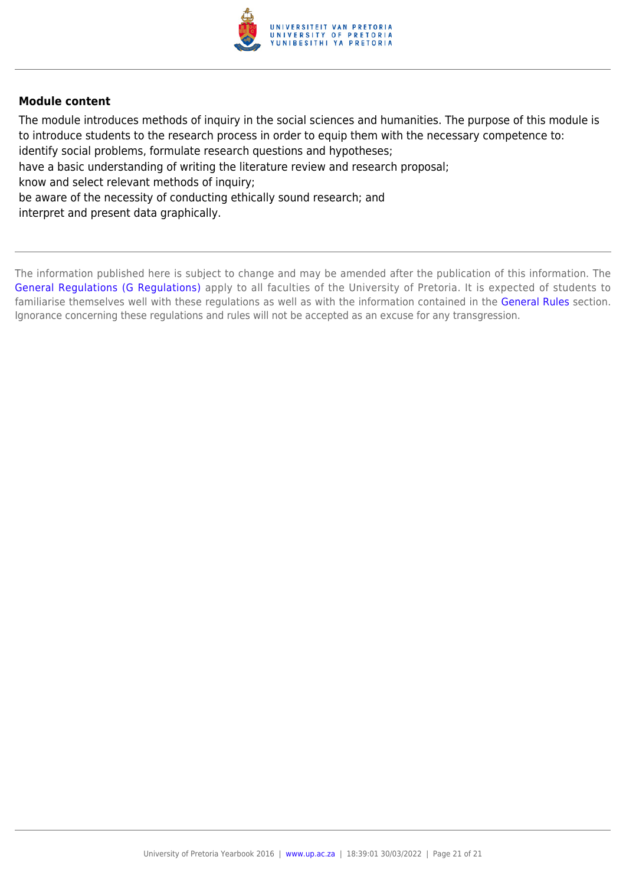**Module content**

The module introduces methods of inquiry in the social sciences and humanities. The purpose of this module is to introduce students to the research process in order to equip them with the necessary competence to:
identify social problems, formulate research questions and hypotheses;
have a basic understanding of writing the literature review and research proposal;
know and select relevant methods of inquiry;
be aware of the necessity of conducting ethically sound research; and
interpret and present data graphically.

---

The information published here is subject to change and may be amended after the publication of this information. The General Regulations (G Regulations) apply to all faculties of the University of Pretoria. It is expected of students to familiarise themselves well with these regulations as well as with the information contained in the General Rules section. Ignorance concerning these regulations and rules will not be accepted as an excuse for any transgression.